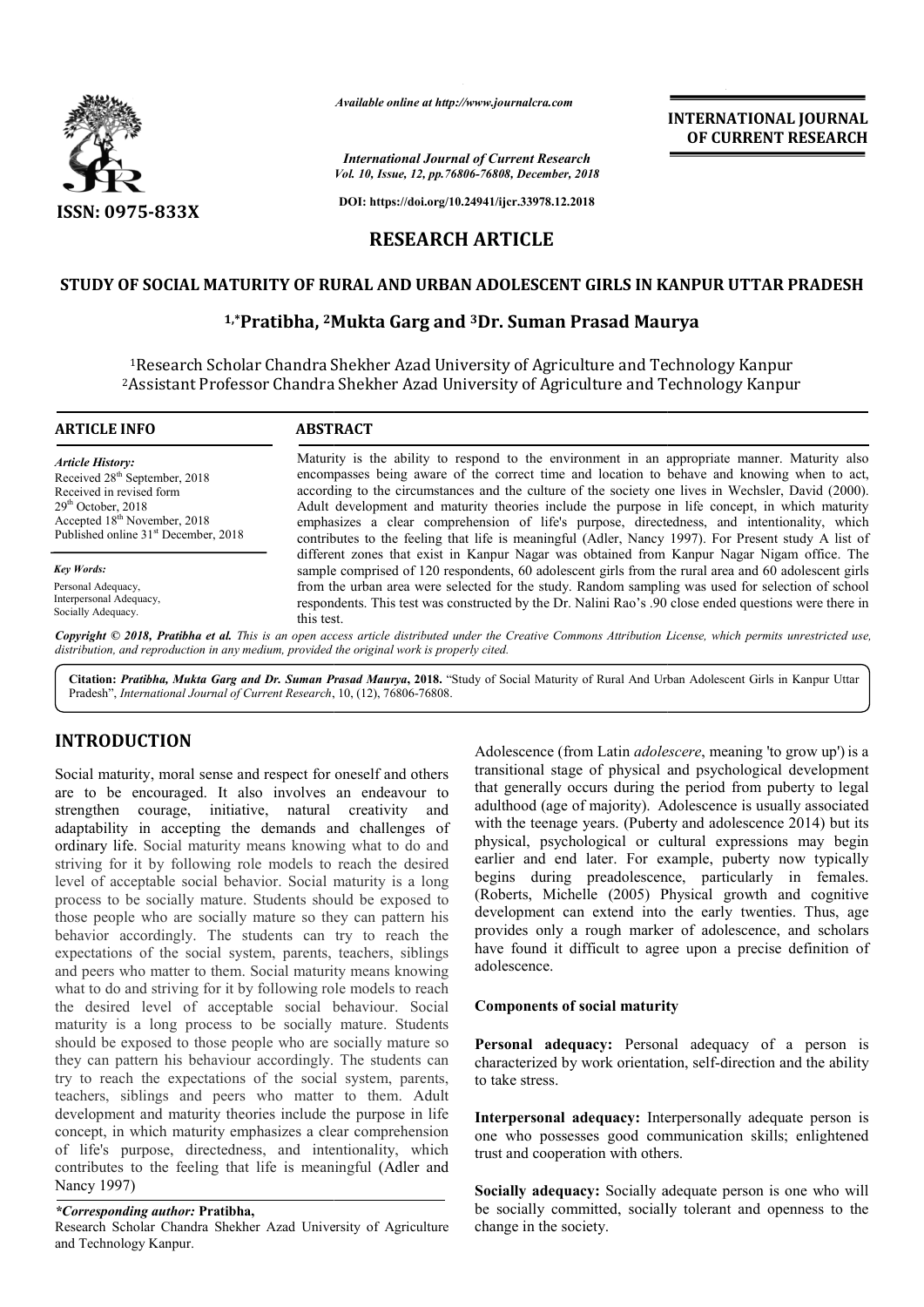*Available online at http://www.journalcra.com*

*International Journal of Current Research*
*Vol. 10, Issue, 12, pp.76806-76808, December, 2018*

**DOI: https://doi.org/10.24941/ijcr.33978.12.2018**

**INTERNATIONAL JOURNAL OF CURRENT RESEARCH**

**ISSN: 0975-833X**

**RESEARCH ARTICLE**

# STUDY OF SOCIAL MATURITY OF RURAL AND URBAN ADOLESCENT GIRLS IN KANPUR UTTAR PRADESH

**[1,*]Pratibha, [2]Mukta Garg and [3]Dr. Suman Prasad Maurya**

[1]Research Scholar Chandra Shekher Azad University of Agriculture and Technology Kanpur
[2]Assistant Professor Chandra Shekher Azad University of Agriculture and Technology Kanpur

**ARTICLE INFO**

*Article History:*
Received 28th September, 2018
Received in revised form
29th October, 2018
Accepted 18th November, 2018
Published online 31st December, 2018

*Key Words:*
Personal Adequacy,
Interpersonal Adequacy,
Socially Adequacy.

**ABSTRACT**

Maturity is the ability to respond to the environment in an appropriate manner. Maturity also encompasses being aware of the correct time and location to behave and knowing when to act, according to the circumstances and the culture of the society one lives in Wechsler, David (2000). Adult development and maturity theories include the purpose in life concept, in which maturity emphasizes a clear comprehension of life's purpose, directedness, and intentionality, which contributes to the feeling that life is meaningful (Adler, Nancy 1997). For Present study A list of different zones that exist in Kanpur Nagar was obtained from Kanpur Nagar Nigam office. The sample comprised of 120 respondents, 60 adolescent girls from the rural area and 60 adolescent girls from the urban area were selected for the study. Random sampling was used for selection of school respondents. This test was constructed by the Dr. Nalini Rao's .90 close ended questions were there in this test.

*Copyright © 2018, Pratibha et al. This is an open access article distributed under the Creative Commons Attribution License, which permits unrestricted use, distribution, and reproduction in any medium, provided the original work is properly cited.*

**Citation:** *Pratibha, Mukta Garg and Dr. Suman Prasad Maurya***, 2018.** "Study of Social Maturity of Rural And Urban Adolescent Girls in Kanpur Uttar Pradesh", *International Journal of Current Research*, 10, (12), 76806-76808.

## INTRODUCTION

Social maturity, moral sense and respect for oneself and others are to be encouraged. It also involves an endeavour to strengthen courage, initiative, natural creativity and adaptability in accepting the demands and challenges of ordinary life. Social maturity means knowing what to do and striving for it by following role models to reach the desired level of acceptable social behavior. Social maturity is a long process to be socially mature. Students should be exposed to those people who are socially mature so they can pattern his behavior accordingly. The students can try to reach the expectations of the social system, parents, teachers, siblings and peers who matter to them. Social maturity means knowing what to do and striving for it by following role models to reach the desired level of acceptable social behaviour. Social maturity is a long process to be socially mature. Students should be exposed to those people who are socially mature so they can pattern his behaviour accordingly. The students can try to reach the expectations of the social system, parents, teachers, siblings and peers who matter to them. Adult development and maturity theories include the purpose in life concept, in which maturity emphasizes a clear comprehension of life's purpose, directedness, and intentionality, which contributes to the feeling that life is meaningful (Adler and Nancy 1997)

Adolescence (from Latin *adolescere*, meaning 'to grow up') is a transitional stage of physical and psychological development that generally occurs during the period from puberty to legal adulthood (age of majority). Adolescence is usually associated with the teenage years. (Puberty and adolescence 2014) but its physical, psychological or cultural expressions may begin earlier and end later. For example, puberty now typically begins during preadolescence, particularly in females. (Roberts, Michelle (2005) Physical growth and cognitive development can extend into the early twenties. Thus, age provides only a rough marker of adolescence, and scholars have found it difficult to agree upon a precise definition of adolescence.

### Components of social maturity

**Personal adequacy:** Personal adequacy of a person is characterized by work orientation, self-direction and the ability to take stress.

**Interpersonal adequacy:** Interpersonally adequate person is one who possesses good communication skills; enlightened trust and cooperation with others.

**Socially adequacy:** Socially adequate person is one who will be socially committed, socially tolerant and openness to the change in the society.

**\*Corresponding author: Pratibha,**
Research Scholar Chandra Shekher Azad University of Agriculture and Technology Kanpur.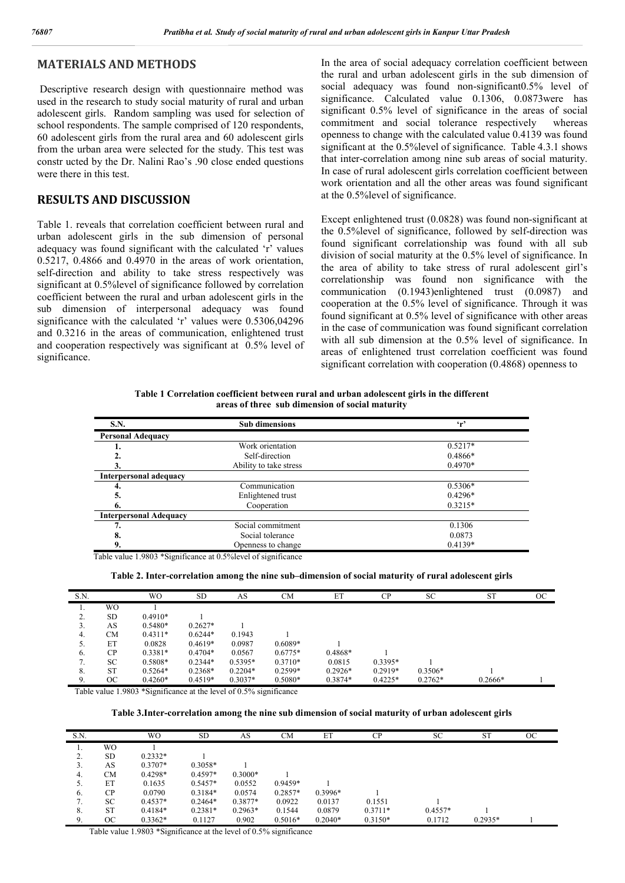## MATERIALS AND METHODS

Descriptive research design with questionnaire method was used in the research to study social maturity of rural and urban adolescent girls. Random sampling was used for selection of school respondents. The sample comprised of 120 respondents, 60 adolescent girls from the rural area and 60 adolescent girls from the urban area were selected for the study. This test was constr ucted by the Dr. Nalini Rao's .90 close ended questions were there in this test.

## RESULTS AND DISCUSSION

Table 1. reveals that correlation coefficient between rural and urban adolescent girls in the sub dimension of personal adequacy was found significant with the calculated 'r' values 0.5217, 0.4866 and 0.4970 in the areas of work orientation, self-direction and ability to take stress respectively was significant at 0.5%level of significance followed by correlation coefficient between the rural and urban adolescent girls in the sub dimension of interpersonal adequacy was found significance with the calculated 'r' values were 0.5306,04296 and 0.3216 in the areas of communication, enlightened trust and cooperation respectively was significant at 0.5% level of significance.

In the area of social adequacy correlation coefficient between the rural and urban adolescent girls in the sub dimension of social adequacy was found non-significant0.5% level of significance. Calculated value 0.1306, 0.0873were has significant 0.5% level of significance in the areas of social commitment and social tolerance respectively whereas openness to change with the calculated value 0.4139 was found significant at the 0.5%level of significance. Table 4.3.1 shows that inter-correlation among nine sub areas of social maturity. In case of rural adolescent girls correlation coefficient between work orientation and all the other areas was found significant at the 0.5%level of significance.

Except enlightened trust (0.0828) was found non-significant at the 0.5%level of significance, followed by self-direction was found significant correlationship was found with all sub division of social maturity at the 0.5% level of significance. In the area of ability to take stress of rural adolescent girl's correlationship was found non significance with the communication (0.1943)enlightened trust (0.0987) and cooperation at the 0.5% level of significance. Through it was found significant at 0.5% level of significance with other areas in the case of communication was found significant correlation with all sub dimension at the 0.5% level of significance. In areas of enlightened trust correlation coefficient was found significant correlation with cooperation (0.4868) openness to

**Table 1 Correlation coefficient between rural and urban adolescent girls in the different areas of three sub dimension of social maturity**

| S.N. | Sub dimensions | 'r' |
|---|---|---|
| **Personal Adequacy** | | |
| 1. | Work orientation | 0.5217* |
| 2. | Self-direction | 0.4866* |
| 3. | Ability to take stress | 0.4970* |
| **Interpersonal adequacy** | | |
| 4. | Communication | 0.5306* |
| 5. | Enlightened trust | 0.4296* |
| 6. | Cooperation | 0.3215* |
| **Interpersonal Adequacy** | | |
| 7. | Social commitment | 0.1306 |
| 8. | Social tolerance | 0.0873 |
| 9. | Openness to change | 0.4139* |

Table value 1.9803 *Significance at 0.5%level of significance

**Table 2. Inter-correlation among the nine sub–dimension of social maturity of rural adolescent girls**

| S.N. | | WO | SD | AS | CM | ET | CP | SC | ST | OC |
|---|---|---|---|---|---|---|---|---|---|---|
| 1. | WO | 1 | | | | | | | | |
| 2. | SD | 0.4910* | 1 | | | | | | | |
| 3. | AS | 0.5480* | 0.2627* | 1 | | | | | | |
| 4. | CM | 0.4311* | 0.6244* | 0.1943 | 1 | | | | | |
| 5. | ET | 0.0828 | 0.4619* | 0.0987 | 0.6089* | 1 | | | | |
| 6. | CP | 0.3381* | 0.4704* | 0.0567 | 0.6775* | 0.4868* | 1 | | | |
| 7. | SC | 0.5808* | 0.2344* | 0.5395* | 0.3710* | 0.0815 | 0.3395* | 1 | | |
| 8. | ST | 0.5264* | 0.2368* | 0.2204* | 0.2599* | 0.2926* | 0.2919* | 0.3506* | 1 | |
| 9. | OC | 0.4260* | 0.4519* | 0.3037* | 0.5080* | 0.3874* | 0.4225* | 0.2762* | 0.2666* | 1 |

Table value 1.9803 *Significance at the level of 0.5% significance

**Table 3.Inter-correlation among the nine sub dimension of social maturity of urban adolescent girls**

| S.N. | | WO | SD | AS | CM | ET | CP | SC | ST | OC |
|---|---|---|---|---|---|---|---|---|---|---|
| 1. | WO | 1 | | | | | | | | |
| 2. | SD | 0.2332* | 1 | | | | | | | |
| 3. | AS | 0.3707* | 0.3058* | 1 | | | | | | |
| 4. | CM | 0.4298* | 0.4597* | 0.3000* | 1 | | | | | |
| 5. | ET | 0.1635 | 0.5457* | 0.0552 | 0.9459* | 1 | | | | |
| 6. | CP | 0.0790 | 0.3184* | 0.0574 | 0.2857* | 0.3996* | 1 | | | |
| 7. | SC | 0.4537* | 0.2464* | 0.3877* | 0.0922 | 0.0137 | 0.1551 | 1 | | |
| 8. | ST | 0.4184* | 0.2381* | 0.2963* | 0.1544 | 0.0879 | 0.3711* | 0.4557* | 1 | |
| 9. | OC | 0.3362* | 0.1127 | 0.902 | 0.5016* | 0.2040* | 0.3150* | 0.1712 | 0.2935* | 1 |

Table value 1.9803 *Significance at the level of 0.5% significance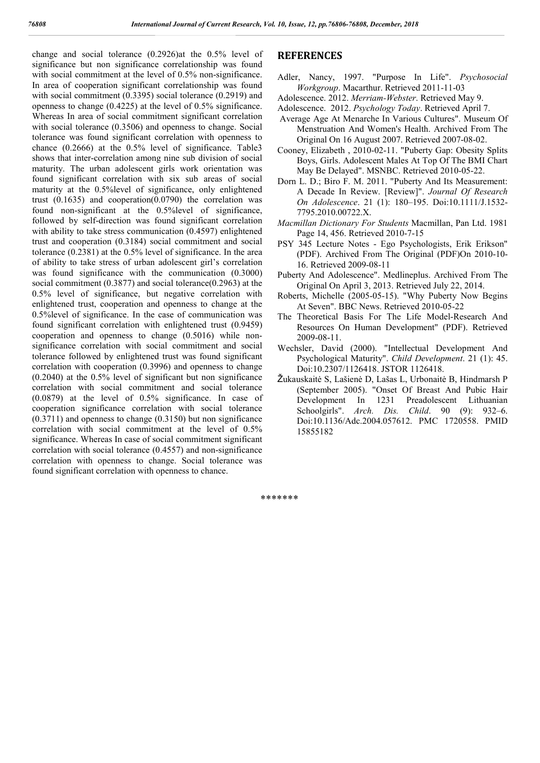change and social tolerance (0.2926)at the 0.5% level of significance but non significance correlationship was found with social commitment at the level of 0.5% non-significance. In area of cooperation significant correlationship was found with social commitment (0.3395) social tolerance (0.2919) and openness to change (0.4225) at the level of 0.5% significance. Whereas In area of social commitment significant correlation with social tolerance (0.3506) and openness to change. Social tolerance was found significant correlation with openness to chance (0.2666) at the 0.5% level of significance. Table3 shows that inter-correlation among nine sub division of social maturity. The urban adolescent girls work orientation was found significant correlation with six sub areas of social maturity at the 0.5%level of significance, only enlightened trust (0.1635) and cooperation(0.0790) the correlation was found non-significant at the 0.5%level of significance, followed by self-direction was found significant correlation with ability to take stress communication (0.4597) enlightened trust and cooperation (0.3184) social commitment and social tolerance (0.2381) at the 0.5% level of significance. In the area of ability to take stress of urban adolescent girl's correlation was found significance with the communication (0.3000) social commitment (0.3877) and social tolerance(0.2963) at the 0.5% level of significance, but negative correlation with enlightened trust, cooperation and openness to change at the 0.5%level of significance. In the case of communication was found significant correlation with enlightened trust (0.9459) cooperation and openness to change (0.5016) while non-significance correlation with social commitment and social tolerance followed by enlightened trust was found significant correlation with cooperation (0.3996) and openness to change (0.2040) at the 0.5% level of significant but non significance correlation with social commitment and social tolerance (0.0879) at the level of 0.5% significance. In case of cooperation significance correlation with social tolerance (0.3711) and openness to change (0.3150) but non significance correlation with social commitment at the level of 0.5% significance. Whereas In case of social commitment significant correlation with social tolerance (0.4557) and non-significance correlation with openness to change. Social tolerance was found significant correlation with openness to chance.

## REFERENCES

Adler, Nancy, 1997. "Purpose In Life". *Psychosocial Workgroup*. Macarthur. Retrieved 2011-11-03

Adolescence. 2012. *Merriam-Webster*. Retrieved May 9.

Adolescence. 2012. *Psychology Today*. Retrieved April 7.

Average Age At Menarche In Various Cultures". Museum Of Menstruation And Women's Health. Archived From The Original On 16 August 2007. Retrieved 2007-08-02.

Cooney, Elizabeth , 2010-02-11. "Puberty Gap: Obesity Splits Boys, Girls. Adolescent Males At Top Of The BMI Chart May Be Delayed". MSNBC. Retrieved 2010-05-22.

Dorn L. D.; Biro F. M. 2011. "Puberty And Its Measurement: A Decade In Review. [Review]". *Journal Of Research On Adolescence*. 21 (1): 180–195. Doi:10.1111/J.1532-7795.2010.00722.X.

*Macmillan Dictionary For Students* Macmillan, Pan Ltd. 1981 Page 14, 456. Retrieved 2010-7-15

PSY 345 Lecture Notes - Ego Psychologists, Erik Erikson" (PDF). Archived From The Original (PDF)On 2010-10-16. Retrieved 2009-08-11

Puberty And Adolescence". Medlineplus. Archived From The Original On April 3, 2013. Retrieved July 22, 2014.

Roberts, Michelle (2005-05-15). "Why Puberty Now Begins At Seven". BBC News. Retrieved 2010-05-22

The Theoretical Basis For The Life Model-Research And Resources On Human Development" (PDF). Retrieved 2009-08-11.

Wechsler, David (2000). "Intellectual Development And Psychological Maturity". *Child Development*. 21 (1): 45. Doi:10.2307/1126418. JSTOR 1126418.

Žukauskaitė S, Lašienė D, Lašas L, Urbonaitė B, Hindmarsh P (September 2005). "Onset Of Breast And Pubic Hair Development In 1231 Preadolescent Lithuanian Schoolgirls". *Arch. Dis. Child*. 90 (9): 932–6. Doi:10.1136/Adc.2004.057612. PMC 1720558. PMID 15855182

*******